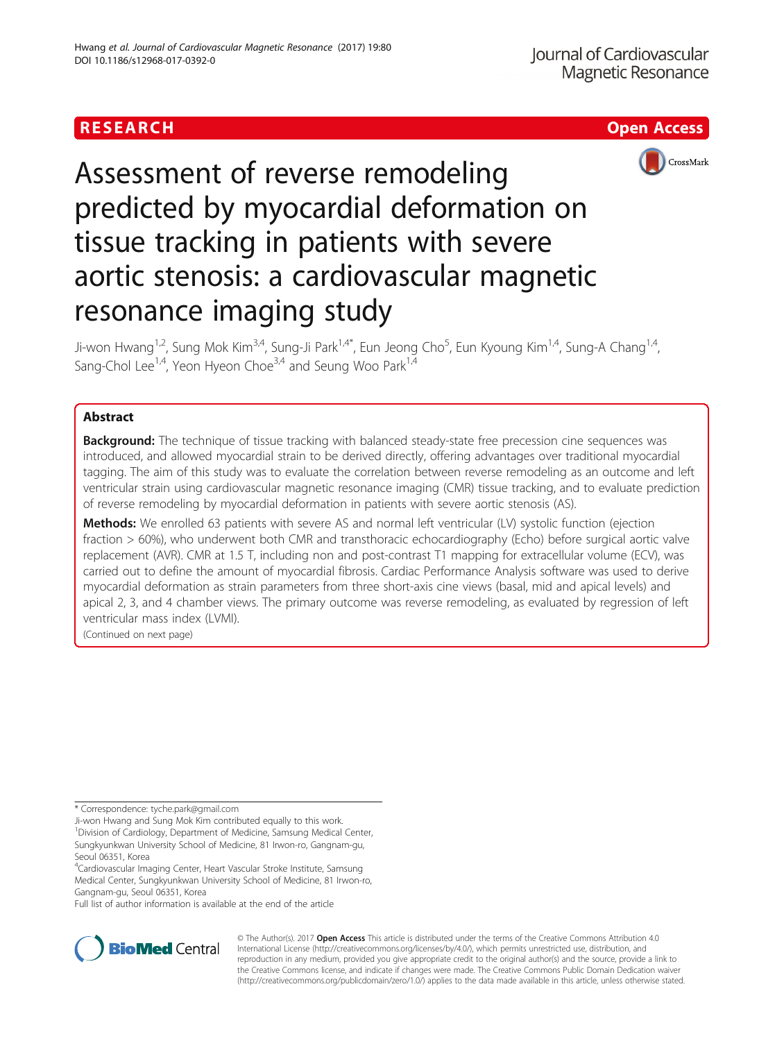RESEARCH Open Access

# Assessment of reverse remodeling predicted by myocardial deformation on tissue tracking in patients with severe aortic stenosis: a cardiovascular magnetic resonance imaging study

Ji-won Hwang[1,2], Sung Mok Kim[3,4], Sung-Ji Park[1,4*], Eun Jeong Cho[5], Eun Kyoung Kim[1,4], Sung-A Chang[1,4], Sang-Chol Lee[1,4], Yeon Hyeon Choe[3,4] and Seung Woo Park[1,4]

## Abstract

**Background:** The technique of tissue tracking with balanced steady-state free precession cine sequences was introduced, and allowed myocardial strain to be derived directly, offering advantages over traditional myocardial tagging. The aim of this study was to evaluate the correlation between reverse remodeling as an outcome and left ventricular strain using cardiovascular magnetic resonance imaging (CMR) tissue tracking, and to evaluate prediction of reverse remodeling by myocardial deformation in patients with severe aortic stenosis (AS).

**Methods:** We enrolled 63 patients with severe AS and normal left ventricular (LV) systolic function (ejection fraction > 60%), who underwent both CMR and transthoracic echocardiography (Echo) before surgical aortic valve replacement (AVR). CMR at 1.5 T, including non and post-contrast T1 mapping for extracellular volume (ECV), was carried out to define the amount of myocardial fibrosis. Cardiac Performance Analysis software was used to derive myocardial deformation as strain parameters from three short-axis cine views (basal, mid and apical levels) and apical 2, 3, and 4 chamber views. The primary outcome was reverse remodeling, as evaluated by regression of left ventricular mass index (LVMI).

(Continued on next page)

\* Correspondence: tyche.park@gmail.com

Ji-won Hwang and Sung Mok Kim contributed equally to this work.

[1]Division of Cardiology, Department of Medicine, Samsung Medical Center, Sungkyunkwan University School of Medicine, 81 Irwon-ro, Gangnam-gu, Seoul 06351, Korea

[4]Cardiovascular Imaging Center, Heart Vascular Stroke Institute, Samsung Medical Center, Sungkyunkwan University School of Medicine, 81 Irwon-ro, Gangnam-gu, Seoul 06351, Korea

Full list of author information is available at the end of the article

© The Author(s). 2017 **Open Access** This article is distributed under the terms of the Creative Commons Attribution 4.0 International License (http://creativecommons.org/licenses/by/4.0/), which permits unrestricted use, distribution, and reproduction in any medium, provided you give appropriate credit to the original author(s) and the source, provide a link to the Creative Commons license, and indicate if changes were made. The Creative Commons Public Domain Dedication waiver (http://creativecommons.org/publicdomain/zero/1.0/) applies to the data made available in this article, unless otherwise stated.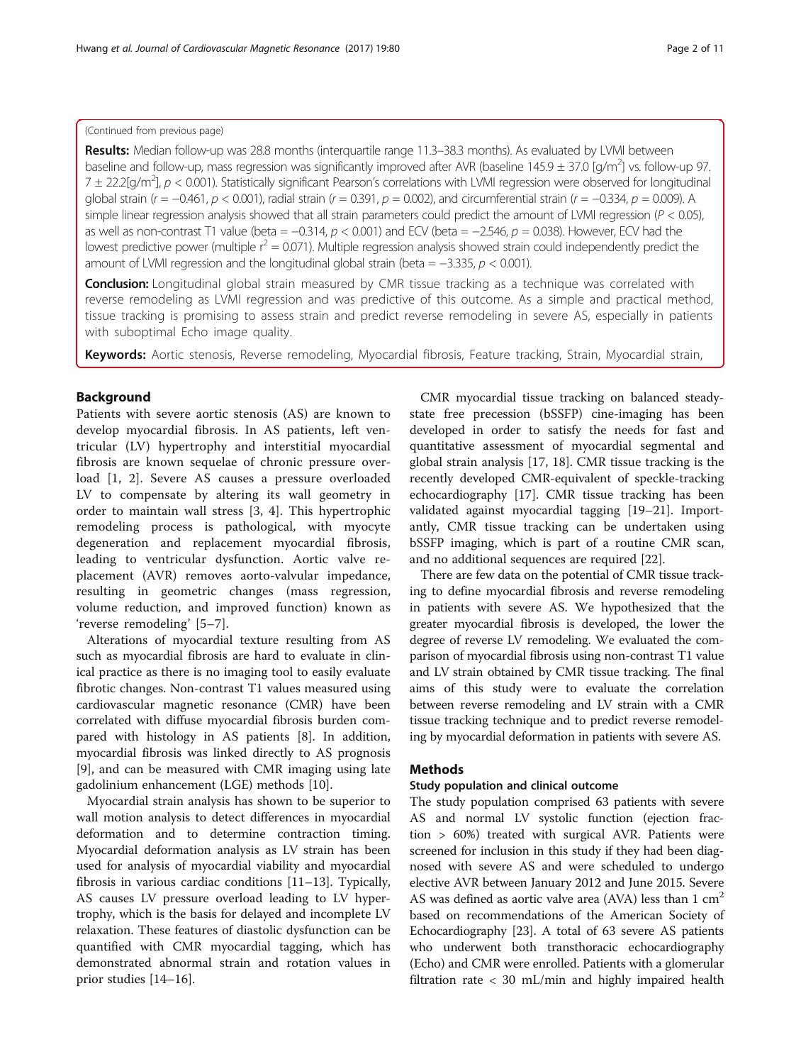(Continued from previous page)

**Results:** Median follow-up was 28.8 months (interquartile range 11.3–38.3 months). As evaluated by LVMI between baseline and follow-up, mass regression was significantly improved after AVR (baseline 145.9 ± 37.0 [g/$m^2$] vs. follow-up 97.7 ± 22.2[g/$m^2$], $p < 0.001$). Statistically significant Pearson's correlations with LVMI regression were observed for longitudinal global strain ($r = -0.461$, $p < 0.001$), radial strain ($r = 0.391$, $p = 0.002$), and circumferential strain ($r = -0.334$, $p = 0.009$). A simple linear regression analysis showed that all strain parameters could predict the amount of LVMI regression ($P < 0.05$), as well as non-contrast T1 value (beta = −0.314, $p < 0.001$) and ECV (beta = −2.546, $p = 0.038$). However, ECV had the lowest predictive power (multiple $r^2 = 0.071$). Multiple regression analysis showed strain could independently predict the amount of LVMI regression and the longitudinal global strain (beta = −3.335, $p < 0.001$).

**Conclusion:** Longitudinal global strain measured by CMR tissue tracking as a technique was correlated with reverse remodeling as LVMI regression and was predictive of this outcome. As a simple and practical method, tissue tracking is promising to assess strain and predict reverse remodeling in severe AS, especially in patients with suboptimal Echo image quality.

**Keywords:** Aortic stenosis, Reverse remodeling, Myocardial fibrosis, Feature tracking, Strain, Myocardial strain,

## Background

Patients with severe aortic stenosis (AS) are known to develop myocardial fibrosis. In AS patients, left ventricular (LV) hypertrophy and interstitial myocardial fibrosis are known sequelae of chronic pressure overload [1, 2]. Severe AS causes a pressure overloaded LV to compensate by altering its wall geometry in order to maintain wall stress [3, 4]. This hypertrophic remodeling process is pathological, with myocyte degeneration and replacement myocardial fibrosis, leading to ventricular dysfunction. Aortic valve replacement (AVR) removes aorto-valvular impedance, resulting in geometric changes (mass regression, volume reduction, and improved function) known as 'reverse remodeling' [5–7].

Alterations of myocardial texture resulting from AS such as myocardial fibrosis are hard to evaluate in clinical practice as there is no imaging tool to easily evaluate fibrotic changes. Non-contrast T1 values measured using cardiovascular magnetic resonance (CMR) have been correlated with diffuse myocardial fibrosis burden compared with histology in AS patients [8]. In addition, myocardial fibrosis was linked directly to AS prognosis [9], and can be measured with CMR imaging using late gadolinium enhancement (LGE) methods [10].

Myocardial strain analysis has shown to be superior to wall motion analysis to detect differences in myocardial deformation and to determine contraction timing. Myocardial deformation analysis as LV strain has been used for analysis of myocardial viability and myocardial fibrosis in various cardiac conditions [11–13]. Typically, AS causes LV pressure overload leading to LV hypertrophy, which is the basis for delayed and incomplete LV relaxation. These features of diastolic dysfunction can be quantified with CMR myocardial tagging, which has demonstrated abnormal strain and rotation values in prior studies [14–16].

CMR myocardial tissue tracking on balanced steady-state free precession (bSSFP) cine-imaging has been developed in order to satisfy the needs for fast and quantitative assessment of myocardial segmental and global strain analysis [17, 18]. CMR tissue tracking is the recently developed CMR-equivalent of speckle-tracking echocardiography [17]. CMR tissue tracking has been validated against myocardial tagging [19–21]. Importantly, CMR tissue tracking can be undertaken using bSSFP imaging, which is part of a routine CMR scan, and no additional sequences are required [22].

There are few data on the potential of CMR tissue tracking to define myocardial fibrosis and reverse remodeling in patients with severe AS. We hypothesized that the greater myocardial fibrosis is developed, the lower the degree of reverse LV remodeling. We evaluated the comparison of myocardial fibrosis using non-contrast T1 value and LV strain obtained by CMR tissue tracking. The final aims of this study were to evaluate the correlation between reverse remodeling and LV strain with a CMR tissue tracking technique and to predict reverse remodeling by myocardial deformation in patients with severe AS.

## Methods

### Study population and clinical outcome

The study population comprised 63 patients with severe AS and normal LV systolic function (ejection fraction > 60%) treated with surgical AVR. Patients were screened for inclusion in this study if they had been diagnosed with severe AS and were scheduled to undergo elective AVR between January 2012 and June 2015. Severe AS was defined as aortic valve area (AVA) less than 1 $cm^2$ based on recommendations of the American Society of Echocardiography [23]. A total of 63 severe AS patients who underwent both transthoracic echocardiography (Echo) and CMR were enrolled. Patients with a glomerular filtration rate < 30 mL/min and highly impaired health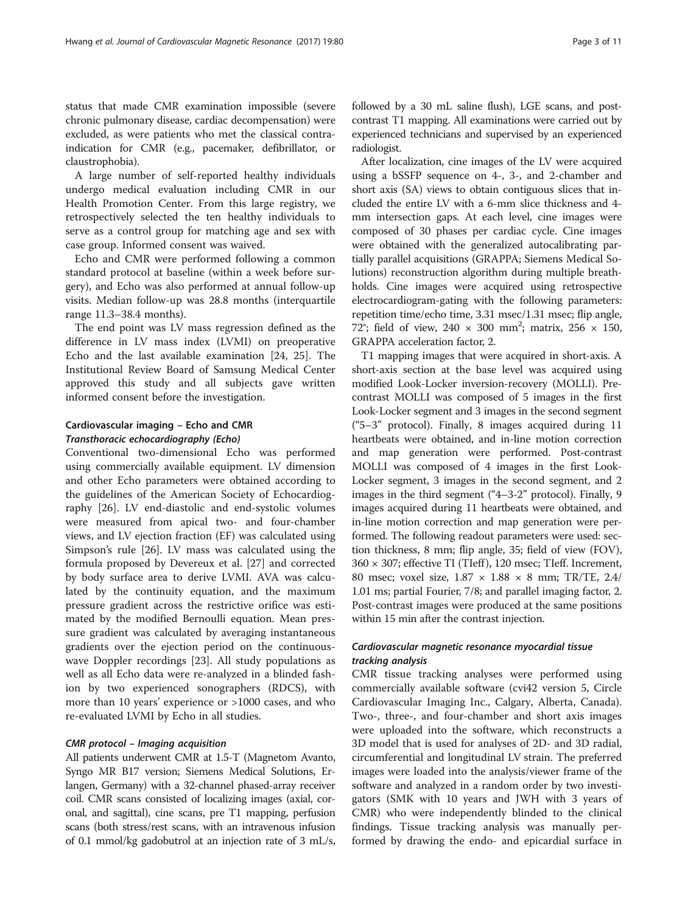status that made CMR examination impossible (severe chronic pulmonary disease, cardiac decompensation) were excluded, as were patients who met the classical contraindication for CMR (e.g., pacemaker, defibrillator, or claustrophobia).

A large number of self-reported healthy individuals undergo medical evaluation including CMR in our Health Promotion Center. From this large registry, we retrospectively selected the ten healthy individuals to serve as a control group for matching age and sex with case group. Informed consent was waived.

Echo and CMR were performed following a common standard protocol at baseline (within a week before surgery), and Echo was also performed at annual follow-up visits. Median follow-up was 28.8 months (interquartile range 11.3–38.4 months).

The end point was LV mass regression defined as the difference in LV mass index (LVMI) on preoperative Echo and the last available examination [24, 25]. The Institutional Review Board of Samsung Medical Center approved this study and all subjects gave written informed consent before the investigation.

## Cardiovascular imaging – Echo and CMR

### *Transthoracic echocardiography (Echo)*

Conventional two-dimensional Echo was performed using commercially available equipment. LV dimension and other Echo parameters were obtained according to the guidelines of the American Society of Echocardiography [26]. LV end-diastolic and end-systolic volumes were measured from apical two- and four-chamber views, and LV ejection fraction (EF) was calculated using Simpson's rule [26]. LV mass was calculated using the formula proposed by Devereux et al. [27] and corrected by body surface area to derive LVMI. AVA was calculated by the continuity equation, and the maximum pressure gradient across the restrictive orifice was estimated by the modified Bernoulli equation. Mean pressure gradient was calculated by averaging instantaneous gradients over the ejection period on the continuous-wave Doppler recordings [23]. All study populations as well as all Echo data were re-analyzed in a blinded fashion by two experienced sonographers (RDCS), with more than 10 years' experience or >1000 cases, and who re-evaluated LVMI by Echo in all studies.

### *CMR protocol – Imaging acquisition*

All patients underwent CMR at 1.5-T (Magnetom Avanto, Syngo MR B17 version; Siemens Medical Solutions, Erlangen, Germany) with a 32-channel phased-array receiver coil. CMR scans consisted of localizing images (axial, coronal, and sagittal), cine scans, pre T1 mapping, perfusion scans (both stress/rest scans, with an intravenous infusion of 0.1 mmol/kg gadobutrol at an injection rate of 3 mL/s, followed by a 30 mL saline flush), LGE scans, and post-contrast T1 mapping. All examinations were carried out by experienced technicians and supervised by an experienced radiologist.

After localization, cine images of the LV were acquired using a bSSFP sequence on 4-, 3-, and 2-chamber and short axis (SA) views to obtain contiguous slices that included the entire LV with a 6-mm slice thickness and 4-mm intersection gaps. At each level, cine images were composed of 30 phases per cardiac cycle. Cine images were obtained with the generalized autocalibrating partially parallel acquisitions (GRAPPA; Siemens Medical Solutions) reconstruction algorithm during multiple breath-holds. Cine images were acquired using retrospective electrocardiogram-gating with the following parameters: repetition time/echo time, 3.31 msec/1.31 msec; flip angle, 72°; field of view, $240 \times 300$ mm$^2$; matrix, $256 \times 150$, GRAPPA acceleration factor, 2.

T1 mapping images that were acquired in short-axis. A short-axis section at the base level was acquired using modified Look-Locker inversion-recovery (MOLLI). Pre-contrast MOLLI was composed of 5 images in the first Look-Locker segment and 3 images in the second segment ("5–3" protocol). Finally, 8 images acquired during 11 heartbeats were obtained, and in-line motion correction and map generation were performed. Post-contrast MOLLI was composed of 4 images in the first Look-Locker segment, 3 images in the second segment, and 2 images in the third segment ("4–3-2" protocol). Finally, 9 images acquired during 11 heartbeats were obtained, and in-line motion correction and map generation were performed. The following readout parameters were used: section thickness, 8 mm; flip angle, 35; field of view (FOV), $360 \times 307$; effective TI (TIeff), 120 msec; TIeff. Increment, 80 msec; voxel size, $1.87 \times 1.88 \times 8$ mm; TR/TE, 2.4/1.01 ms; partial Fourier, 7/8; and parallel imaging factor, 2. Post-contrast images were produced at the same positions within 15 min after the contrast injection.

### *Cardiovascular magnetic resonance myocardial tissue tracking analysis*

CMR tissue tracking analyses were performed using commercially available software (cvi42 version 5, Circle Cardiovascular Imaging Inc., Calgary, Alberta, Canada). Two-, three-, and four-chamber and short axis images were uploaded into the software, which reconstructs a 3D model that is used for analyses of 2D- and 3D radial, circumferential and longitudinal LV strain. The preferred images were loaded into the analysis/viewer frame of the software and analyzed in a random order by two investigators (SMK with 10 years and JWH with 3 years of CMR) who were independently blinded to the clinical findings. Tissue tracking analysis was manually performed by drawing the endo- and epicardial surface in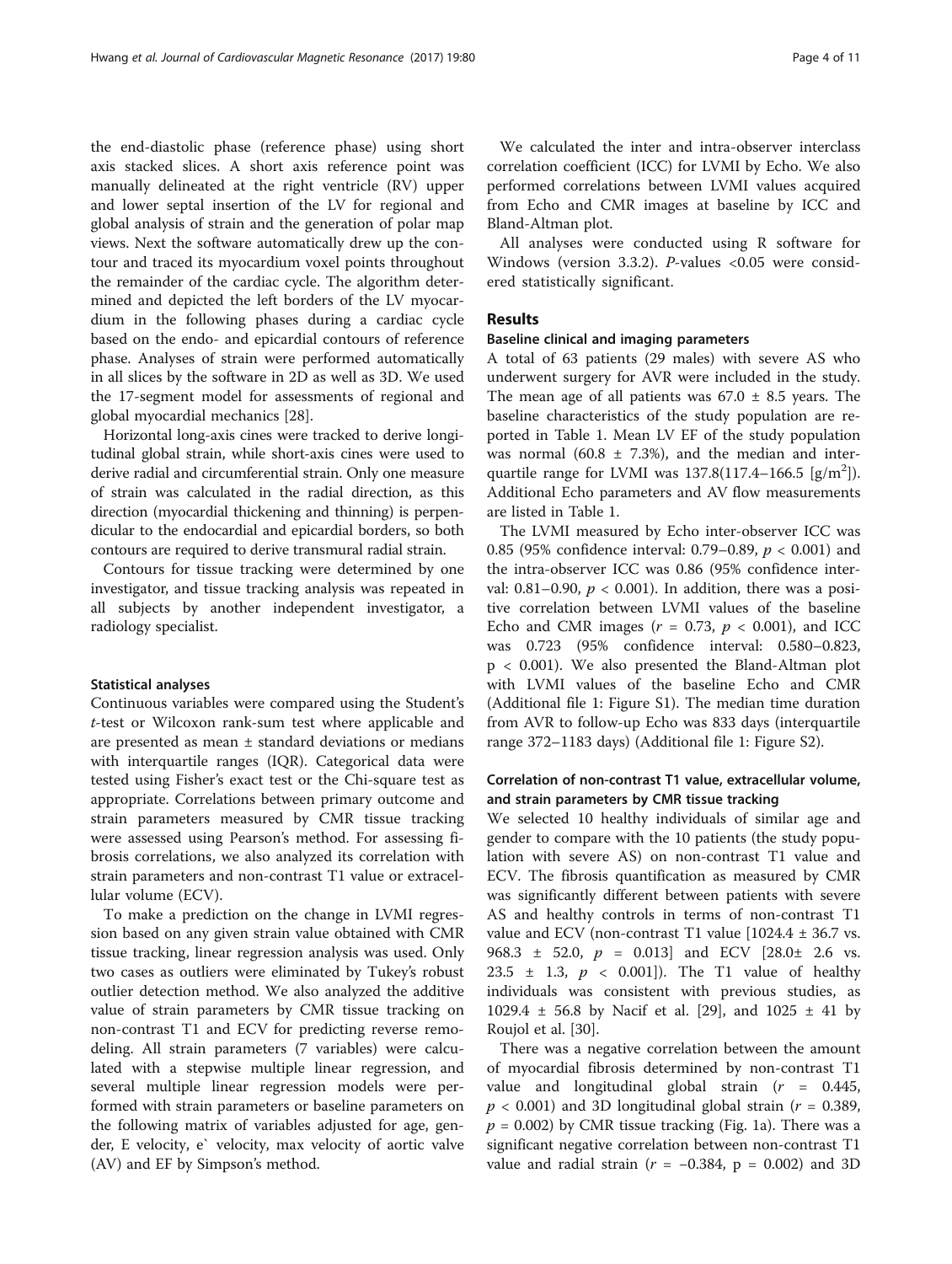the end-diastolic phase (reference phase) using short axis stacked slices. A short axis reference point was manually delineated at the right ventricle (RV) upper and lower septal insertion of the LV for regional and global analysis of strain and the generation of polar map views. Next the software automatically drew up the contour and traced its myocardium voxel points throughout the remainder of the cardiac cycle. The algorithm determined and depicted the left borders of the LV myocardium in the following phases during a cardiac cycle based on the endo- and epicardial contours of reference phase. Analyses of strain were performed automatically in all slices by the software in 2D as well as 3D. We used the 17-segment model for assessments of regional and global myocardial mechanics [28].

Horizontal long-axis cines were tracked to derive longitudinal global strain, while short-axis cines were used to derive radial and circumferential strain. Only one measure of strain was calculated in the radial direction, as this direction (myocardial thickening and thinning) is perpendicular to the endocardial and epicardial borders, so both contours are required to derive transmural radial strain.

Contours for tissue tracking were determined by one investigator, and tissue tracking analysis was repeated in all subjects by another independent investigator, a radiology specialist.

#### Statistical analyses

Continuous variables were compared using the Student's *t*-test or Wilcoxon rank-sum test where applicable and are presented as mean ± standard deviations or medians with interquartile ranges (IQR). Categorical data were tested using Fisher's exact test or the Chi-square test as appropriate. Correlations between primary outcome and strain parameters measured by CMR tissue tracking were assessed using Pearson's method. For assessing fibrosis correlations, we also analyzed its correlation with strain parameters and non-contrast T1 value or extracellular volume (ECV).

To make a prediction on the change in LVMI regression based on any given strain value obtained with CMR tissue tracking, linear regression analysis was used. Only two cases as outliers were eliminated by Tukey's robust outlier detection method. We also analyzed the additive value of strain parameters by CMR tissue tracking on non-contrast T1 and ECV for predicting reverse remodeling. All strain parameters (7 variables) were calculated with a stepwise multiple linear regression, and several multiple linear regression models were performed with strain parameters or baseline parameters on the following matrix of variables adjusted for age, gender, E velocity, e` velocity, max velocity of aortic valve (AV) and EF by Simpson's method.

We calculated the inter and intra-observer interclass correlation coefficient (ICC) for LVMI by Echo. We also performed correlations between LVMI values acquired from Echo and CMR images at baseline by ICC and Bland-Altman plot.

All analyses were conducted using R software for Windows (version 3.3.2). *P*-values <0.05 were considered statistically significant.

## Results

#### Baseline clinical and imaging parameters

A total of 63 patients (29 males) with severe AS who underwent surgery for AVR were included in the study. The mean age of all patients was 67.0 ± 8.5 years. The baseline characteristics of the study population are reported in Table 1. Mean LV EF of the study population was normal (60.8 ± 7.3%), and the median and interquartile range for LVMI was 137.8(117.4–166.5 [g/m$^2$]). Additional Echo parameters and AV flow measurements are listed in Table 1.

The LVMI measured by Echo inter-observer ICC was 0.85 (95% confidence interval: 0.79–0.89, $p < 0.001$) and the intra-observer ICC was 0.86 (95% confidence interval: 0.81–0.90, $p < 0.001$). In addition, there was a positive correlation between LVMI values of the baseline Echo and CMR images ($r = 0.73$, $p < 0.001$), and ICC was 0.723 (95% confidence interval: 0.580–0.823, $p < 0.001$). We also presented the Bland-Altman plot with LVMI values of the baseline Echo and CMR (Additional file 1: Figure S1). The median time duration from AVR to follow-up Echo was 833 days (interquartile range 372–1183 days) (Additional file 1: Figure S2).

#### Correlation of non-contrast T1 value, extracellular volume, and strain parameters by CMR tissue tracking

We selected 10 healthy individuals of similar age and gender to compare with the 10 patients (the study population with severe AS) on non-contrast T1 value and ECV. The fibrosis quantification as measured by CMR was significantly different between patients with severe AS and healthy controls in terms of non-contrast T1 value and ECV (non-contrast T1 value [1024.4 ± 36.7 vs. 968.3 ± 52.0, $p = 0.013$] and ECV [28.0± 2.6 vs. 23.5 ± 1.3, $p < 0.001$]). The T1 value of healthy individuals was consistent with previous studies, as 1029.4 ± 56.8 by Nacif et al. [29], and 1025 ± 41 by Roujol et al. [30].

There was a negative correlation between the amount of myocardial fibrosis determined by non-contrast T1 value and longitudinal global strain ($r = 0.445$, $p < 0.001$) and 3D longitudinal global strain ($r = 0.389$, $p = 0.002$) by CMR tissue tracking (Fig. 1a). There was a significant negative correlation between non-contrast T1 value and radial strain ($r = -0.384$, $p = 0.002$) and 3D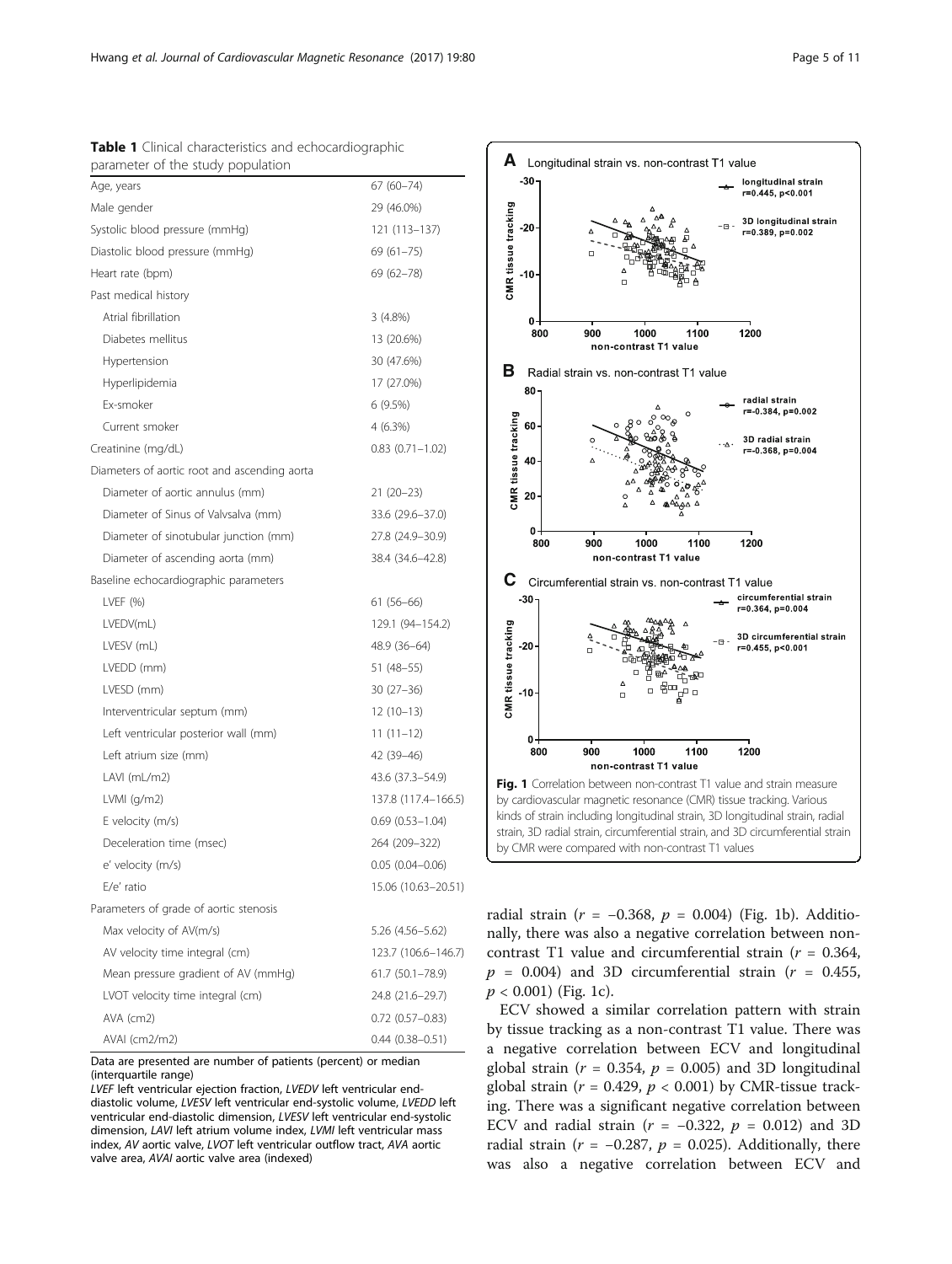**Table 1** Clinical characteristics and echocardiographic parameter of the study population

| | |
|---|---|
| Age, years | 67 (60–74) |
| Male gender | 29 (46.0%) |
| Systolic blood pressure (mmHg) | 121 (113–137) |
| Diastolic blood pressure (mmHg) | 69 (61–75) |
| Heart rate (bpm) | 69 (62–78) |
| Past medical history | |
| Atrial fibrillation | 3 (4.8%) |
| Diabetes mellitus | 13 (20.6%) |
| Hypertension | 30 (47.6%) |
| Hyperlipidemia | 17 (27.0%) |
| Ex-smoker | 6 (9.5%) |
| Current smoker | 4 (6.3%) |
| Creatinine (mg/dL) | 0.83 (0.71–1.02) |
| Diameters of aortic root and ascending aorta | |
| Diameter of aortic annulus (mm) | 21 (20–23) |
| Diameter of Sinus of Valvsalva (mm) | 33.6 (29.6–37.0) |
| Diameter of sinotubular junction (mm) | 27.8 (24.9–30.9) |
| Diameter of ascending aorta (mm) | 38.4 (34.6–42.8) |
| Baseline echocardiographic parameters | |
| LVEF (%) | 61 (56–66) |
| LVEDV(mL) | 129.1 (94–154.2) |
| LVESV (mL) | 48.9 (36–64) |
| LVEDD (mm) | 51 (48–55) |
| LVESD (mm) | 30 (27–36) |
| Interventricular septum (mm) | 12 (10–13) |
| Left ventricular posterior wall (mm) | 11 (11–12) |
| Left atrium size (mm) | 42 (39–46) |
| LAVI (mL/m2) | 43.6 (37.3–54.9) |
| LVMI (g/m2) | 137.8 (117.4–166.5) |
| E velocity (m/s) | 0.69 (0.53–1.04) |
| Deceleration time (msec) | 264 (209–322) |
| e' velocity (m/s) | 0.05 (0.04–0.06) |
| E/e' ratio | 15.06 (10.63–20.51) |
| Parameters of grade of aortic stenosis | |
| Max velocity of AV(m/s) | 5.26 (4.56–5.62) |
| AV velocity time integral (cm) | 123.7 (106.6–146.7) |
| Mean pressure gradient of AV (mmHg) | 61.7 (50.1–78.9) |
| LVOT velocity time integral (cm) | 24.8 (21.6–29.7) |
| AVA (cm2) | 0.72 (0.57–0.83) |
| AVAI (cm2/m2) | 0.44 (0.38–0.51) |

Data are presented are number of patients (percent) or median (interquartile range)

*LVEF* left ventricular ejection fraction, *LVEDV* left ventricular end-diastolic volume, *LVESV* left ventricular end-systolic volume, *LVEDD* left ventricular end-diastolic dimension, *LVESD* left ventricular end-systolic dimension, *LAVI* left atrium volume index, *LVMI* left ventricular mass index, *AV* aortic valve, *LVOT* left ventricular outflow tract, *AVA* aortic valve area, *AVAI* aortic valve area (indexed)

**A** Longitudinal strain vs. non-contrast T1 value

longitudinal strain r=0.445, p<0.001

3D longitudinal strain r=0.389, p=0.002

**B** Radial strain vs. non-contrast T1 value

radial strain r=-0.384, p=0.002

3D radial strain r=-0.368, p=0.004

**C** Circumferential strain vs. non-contrast T1 value

circumferential strain r=0.364, p=0.004

3D circumferential strain r=0.455, p<0.001

CMR tissue tracking

non-contrast T1 value

**Fig. 1** Correlation between non-contrast T1 value and strain measure by cardiovascular magnetic resonance (CMR) tissue tracking. Various kinds of strain including longitudinal strain, 3D longitudinal strain, radial strain, 3D radial strain, circumferential strain, and 3D circumferential strain by CMR were compared with non-contrast T1 values

radial strain ($r$ = −0.368, $p$ = 0.004) (Fig. 1b). Additionally, there was also a negative correlation between non-contrast T1 value and circumferential strain ($r$ = 0.364, $p$ = 0.004) and 3D circumferential strain ($r$ = 0.455, $p$ < 0.001) (Fig. 1c).

ECV showed a similar correlation pattern with strain by tissue tracking as a non-contrast T1 value. There was a negative correlation between ECV and longitudinal global strain ($r$ = 0.354, $p$ = 0.005) and 3D longitudinal global strain ($r$ = 0.429, $p$ < 0.001) by CMR-tissue tracking. There was a significant negative correlation between ECV and radial strain ($r$ = −0.322, $p$ = 0.012) and 3D radial strain ($r$ = −0.287, $p$ = 0.025). Additionally, there was also a negative correlation between ECV and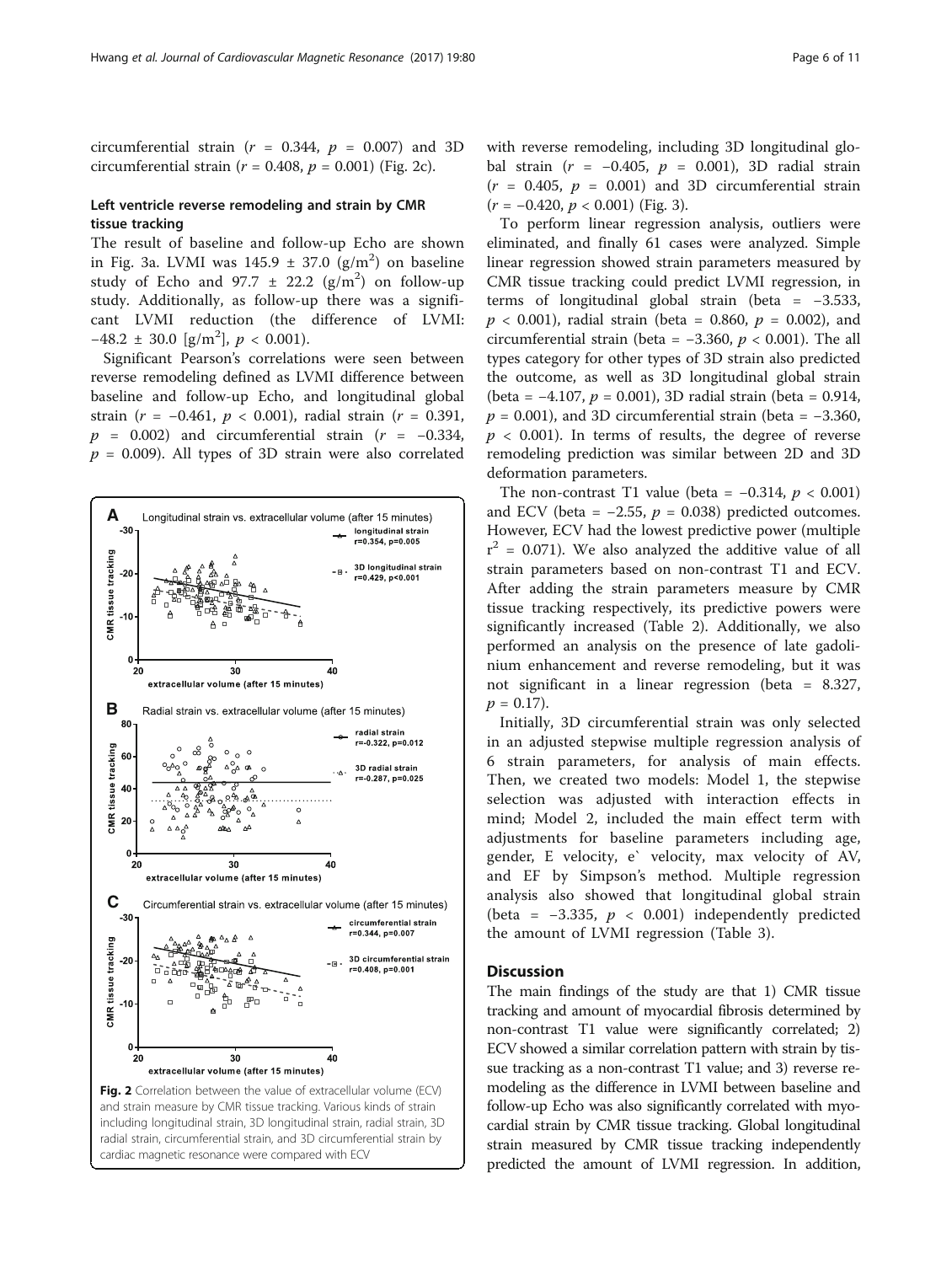circumferential strain ($r$ = 0.344, $p$ = 0.007) and 3D circumferential strain ($r = 0.408$, $p = 0.001$) (Fig. 2c).

### Left ventricle reverse remodeling and strain by CMR tissue tracking

The result of baseline and follow-up Echo are shown in Fig. 3a. LVMI was 145.9 ± 37.0 (g/m$^2$) on baseline study of Echo and 97.7 ± 22.2 (g/m$^2$) on follow-up study. Additionally, as follow-up there was a significant LVMI reduction (the difference of LVMI: −48.2 ± 30.0 [g/m$^2$], $p$ < 0.001).

Significant Pearson's correlations were seen between reverse remodeling defined as LVMI difference between baseline and follow-up Echo, and longitudinal global strain ($r$ = −0.461, $p$ < 0.001), radial strain ($r$ = 0.391, $p$ = 0.002) and circumferential strain ($r$ = −0.334, $p$ = 0.009). All types of 3D strain were also correlated with reverse remodeling, including 3D longitudinal global strain ($r$ = −0.405, $p$ = 0.001), 3D radial strain ($r$ = 0.405, $p$ = 0.001) and 3D circumferential strain ($r$ = −0.420, $p$ < 0.001) (Fig. 3).

Fig. 2 Correlation between the value of extracellular volume (ECV) and strain measure by CMR tissue tracking. Various kinds of strain including longitudinal strain, 3D longitudinal strain, radial strain, 3D radial strain, circumferential strain, and 3D circumferential strain by cardiac magnetic resonance were compared with ECV

To perform linear regression analysis, outliers were eliminated, and finally 61 cases were analyzed. Simple linear regression showed strain parameters measured by CMR tissue tracking could predict LVMI regression, in terms of longitudinal global strain (beta = −3.533, $p$ < 0.001), radial strain (beta = 0.860, $p$ = 0.002), and circumferential strain (beta = −3.360, $p$ < 0.001). The all types category for other types of 3D strain also predicted the outcome, as well as 3D longitudinal global strain (beta = −4.107, $p$ = 0.001), 3D radial strain (beta = 0.914, $p$ = 0.001), and 3D circumferential strain (beta = −3.360, $p$ < 0.001). In terms of results, the degree of reverse remodeling prediction was similar between 2D and 3D deformation parameters.

The non-contrast T1 value (beta = −0.314, $p$ < 0.001) and ECV (beta = −2.55, $p$ = 0.038) predicted outcomes. However, ECV had the lowest predictive power (multiple $r^2$ = 0.071). We also analyzed the additive value of all strain parameters based on non-contrast T1 and ECV. After adding the strain parameters measure by CMR tissue tracking respectively, its predictive powers were significantly increased (Table 2). Additionally, we also performed an analysis on the presence of late gadolinium enhancement and reverse remodeling, but it was not significant in a linear regression (beta = 8.327, $p$ = 0.17).

Initially, 3D circumferential strain was only selected in an adjusted stepwise multiple regression analysis of 6 strain parameters, for analysis of main effects. Then, we created two models: Model 1, the stepwise selection was adjusted with interaction effects in mind; Model 2, included the main effect term with adjustments for baseline parameters including age, gender, E velocity, e` velocity, max velocity of AV, and EF by Simpson's method. Multiple regression analysis also showed that longitudinal global strain (beta = −3.335, $p$ < 0.001) independently predicted the amount of LVMI regression (Table 3).

## Discussion

The main findings of the study are that 1) CMR tissue tracking and amount of myocardial fibrosis determined by non-contrast T1 value were significantly correlated; 2) ECV showed a similar correlation pattern with strain by tissue tracking as a non-contrast T1 value; and 3) reverse remodeling as the difference in LVMI between baseline and follow-up Echo was also significantly correlated with myocardial strain by CMR tissue tracking. Global longitudinal strain measured by CMR tissue tracking independently predicted the amount of LVMI regression. In addition,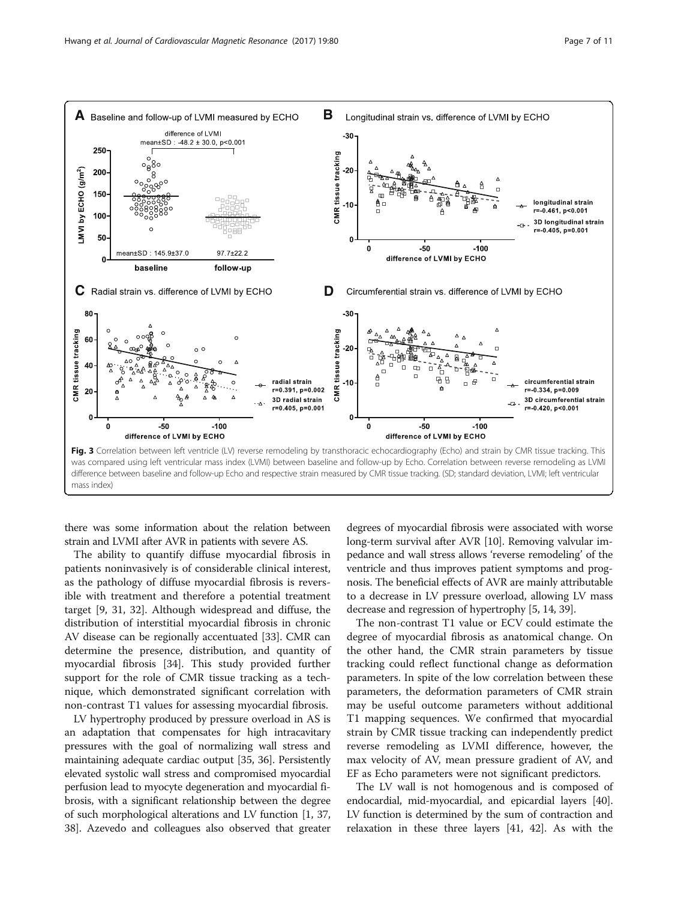**A** Baseline and follow-up of LVMI measured by ECHO

difference of LVMI
mean±SD : -48.2 ± 30.0, p<0.001

LMVI by ECHO (g/m$^2$)

250
200
150
100
50
0

mean±SD : 145.9±37.0
97.7±22.2

baseline
follow-up

**B** Longitudinal strain vs. difference of LVMI by ECHO

CMR tissue tracking

-30
-20
-10
0

0
-50
-100

difference of LVMI by ECHO

longitudinal strain
r=-0.461, p<0.001

3D longitudinal strain
r=-0.405, p=0.001

**C** Radial strain vs. difference of LVMI by ECHO

CMR tissue tracking

80
60
40
20
0

0
-50
-100

difference of LVMI by ECHO

radial strain
r=0.391, p=0.002

3D radial strain
r=0.405, p=0.001

**D** Circumferential strain vs. difference of LVMI by ECHO

CMR tissue tracking

-30
-20
-10
0

0
-50
-100

difference of LVMI by ECHO

circumferential strain
r=-0.334, p=0.009

3D circumferential strain
r=-0.420, p<0.001

**Fig. 3** Correlation between left ventricle (LV) reverse remodeling by transthoracic echocardiography (Echo) and strain by CMR tissue tracking. This was compared using left ventricular mass index (LVMI) between baseline and follow-up by Echo. Correlation between reverse remodeling as LVMI difference between baseline and follow-up Echo and respective strain measured by CMR tissue tracking. (SD; standard deviation, LVMI; left ventricular mass index)

there was some information about the relation between strain and LVMI after AVR in patients with severe AS.

The ability to quantify diffuse myocardial fibrosis in patients noninvasively is of considerable clinical interest, as the pathology of diffuse myocardial fibrosis is reversible with treatment and therefore a potential treatment target [9, 31, 32]. Although widespread and diffuse, the distribution of interstitial myocardial fibrosis in chronic AV disease can be regionally accentuated [33]. CMR can determine the presence, distribution, and quantity of myocardial fibrosis [34]. This study provided further support for the role of CMR tissue tracking as a technique, which demonstrated significant correlation with non-contrast T1 values for assessing myocardial fibrosis.

LV hypertrophy produced by pressure overload in AS is an adaptation that compensates for high intracavitary pressures with the goal of normalizing wall stress and maintaining adequate cardiac output [35, 36]. Persistently elevated systolic wall stress and compromised myocardial perfusion lead to myocyte degeneration and myocardial fibrosis, with a significant relationship between the degree of such morphological alterations and LV function [1, 37, 38]. Azevedo and colleagues also observed that greater degrees of myocardial fibrosis were associated with worse long-term survival after AVR [10]. Removing valvular impedance and wall stress allows 'reverse remodeling' of the ventricle and thus improves patient symptoms and prognosis. The beneficial effects of AVR are mainly attributable to a decrease in LV pressure overload, allowing LV mass decrease and regression of hypertrophy [5, 14, 39].

The non-contrast T1 value or ECV could estimate the degree of myocardial fibrosis as anatomical change. On the other hand, the CMR strain parameters by tissue tracking could reflect functional change as deformation parameters. In spite of the low correlation between these parameters, the deformation parameters of CMR strain may be useful outcome parameters without additional T1 mapping sequences. We confirmed that myocardial strain by CMR tissue tracking can independently predict reverse remodeling as LVMI difference, however, the max velocity of AV, mean pressure gradient of AV, and EF as Echo parameters were not significant predictors.

The LV wall is not homogenous and is composed of endocardial, mid-myocardial, and epicardial layers [40]. LV function is determined by the sum of contraction and relaxation in these three layers [41, 42]. As with the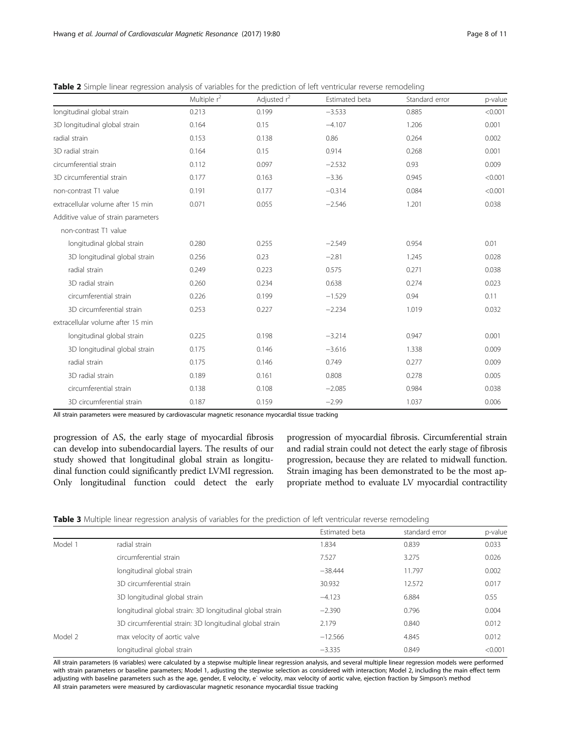**Table 2** Simple linear regression analysis of variables for the prediction of left ventricular reverse remodeling

| | Multiple $r^2$ | Adjusted $r^2$ | Estimated beta | Standard error | p-value |
|---|---|---|---|---|---|
| longitudinal global strain | 0.213 | 0.199 | −3.533 | 0.885 | <0.001 |
| 3D longitudinal global strain | 0.164 | 0.15 | −4.107 | 1.206 | 0.001 |
| radial strain | 0.153 | 0.138 | 0.86 | 0.264 | 0.002 |
| 3D radial strain | 0.164 | 0.15 | 0.914 | 0.268 | 0.001 |
| circumferential strain | 0.112 | 0.097 | −2.532 | 0.93 | 0.009 |
| 3D circumferential strain | 0.177 | 0.163 | −3.36 | 0.945 | <0.001 |
| non-contrast T1 value | 0.191 | 0.177 | −0.314 | 0.084 | <0.001 |
| extracellular volume after 15 min | 0.071 | 0.055 | −2.546 | 1.201 | 0.038 |
| Additive value of strain parameters | | | | | |
| non-contrast T1 value | | | | | |
| longitudinal global strain | 0.280 | 0.255 | −2.549 | 0.954 | 0.01 |
| 3D longitudinal global strain | 0.256 | 0.23 | −2.81 | 1.245 | 0.028 |
| radial strain | 0.249 | 0.223 | 0.575 | 0.271 | 0.038 |
| 3D radial strain | 0.260 | 0.234 | 0.638 | 0.274 | 0.023 |
| circumferential strain | 0.226 | 0.199 | −1.529 | 0.94 | 0.11 |
| 3D circumferential strain | 0.253 | 0.227 | −2.234 | 1.019 | 0.032 |
| extracellular volume after 15 min | | | | | |
| longitudinal global strain | 0.225 | 0.198 | −3.214 | 0.947 | 0.001 |
| 3D longitudinal global strain | 0.175 | 0.146 | −3.616 | 1.338 | 0.009 |
| radial strain | 0.175 | 0.146 | 0.749 | 0.277 | 0.009 |
| 3D radial strain | 0.189 | 0.161 | 0.808 | 0.278 | 0.005 |
| circumferential strain | 0.138 | 0.108 | −2.085 | 0.984 | 0.038 |
| 3D circumferential strain | 0.187 | 0.159 | −2.99 | 1.037 | 0.006 |

All strain parameters were measured by cardiovascular magnetic resonance myocardial tissue tracking

progression of AS, the early stage of myocardial fibrosis can develop into subendocardial layers. The results of our study showed that longitudinal global strain as longitudinal function could significantly predict LVMI regression. Only longitudinal function could detect the early progression of myocardial fibrosis. Circumferential strain and radial strain could not detect the early stage of fibrosis progression, because they are related to midwall function. Strain imaging has been demonstrated to be the most appropriate method to evaluate LV myocardial contractility

**Table 3** Multiple linear regression analysis of variables for the prediction of left ventricular reverse remodeling

| | | Estimated beta | standard error | p-value |
|---|---|---|---|---|
| Model 1 | radial strain | 1.834 | 0.839 | 0.033 |
| | circumferential strain | 7.527 | 3.275 | 0.026 |
| | longitudinal global strain | −38.444 | 11.797 | 0.002 |
| | 3D circumferential strain | 30.932 | 12.572 | 0.017 |
| | 3D longitudinal global strain | −4.123 | 6.884 | 0.55 |
| | longitudinal global strain: 3D longitudinal global strain | −2.390 | 0.796 | 0.004 |
| | 3D circumferential strain: 3D longitudinal global strain | 2.179 | 0.840 | 0.012 |
| Model 2 | max velocity of aortic valve | −12.566 | 4.845 | 0.012 |
| | longitudinal global strain | −3.335 | 0.849 | <0.001 |

All strain parameters (6 variables) were calculated by a stepwise multiple linear regression analysis, and several multiple linear regression models were performed with strain parameters or baseline parameters; Model 1, adjusting the stepwise selection as considered with interaction; Model 2, including the main effect term adjusting with baseline parameters such as the age, gender, E velocity, e` velocity, max velocity of aortic valve, ejection fraction by Simpson's method
All strain parameters were measured by cardiovascular magnetic resonance myocardial tissue tracking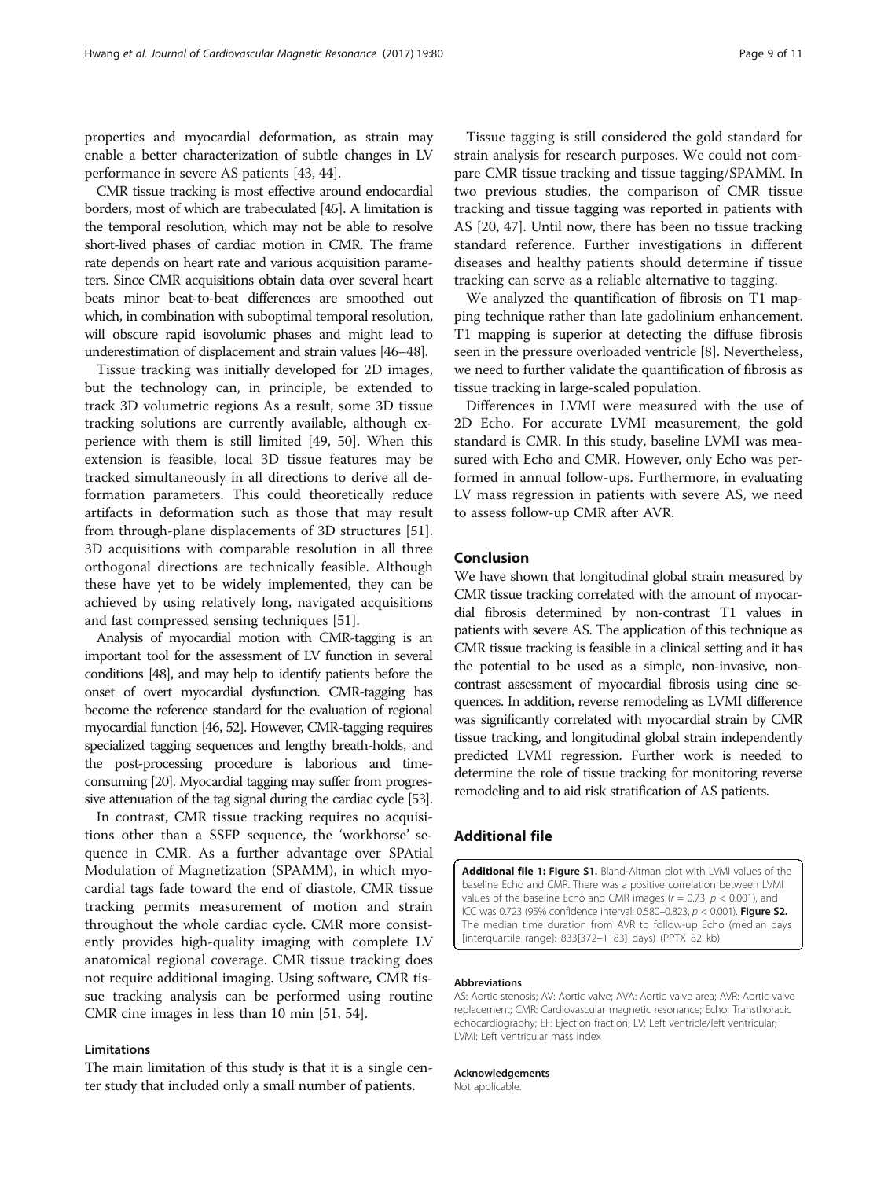properties and myocardial deformation, as strain may enable a better characterization of subtle changes in LV performance in severe AS patients [43, 44].

CMR tissue tracking is most effective around endocardial borders, most of which are trabeculated [45]. A limitation is the temporal resolution, which may not be able to resolve short-lived phases of cardiac motion in CMR. The frame rate depends on heart rate and various acquisition parameters. Since CMR acquisitions obtain data over several heart beats minor beat-to-beat differences are smoothed out which, in combination with suboptimal temporal resolution, will obscure rapid isovolumic phases and might lead to underestimation of displacement and strain values [46–48].

Tissue tracking was initially developed for 2D images, but the technology can, in principle, be extended to track 3D volumetric regions As a result, some 3D tissue tracking solutions are currently available, although experience with them is still limited [49, 50]. When this extension is feasible, local 3D tissue features may be tracked simultaneously in all directions to derive all deformation parameters. This could theoretically reduce artifacts in deformation such as those that may result from through-plane displacements of 3D structures [51]. 3D acquisitions with comparable resolution in all three orthogonal directions are technically feasible. Although these have yet to be widely implemented, they can be achieved by using relatively long, navigated acquisitions and fast compressed sensing techniques [51].

Analysis of myocardial motion with CMR-tagging is an important tool for the assessment of LV function in several conditions [48], and may help to identify patients before the onset of overt myocardial dysfunction. CMR-tagging has become the reference standard for the evaluation of regional myocardial function [46, 52]. However, CMR-tagging requires specialized tagging sequences and lengthy breath-holds, and the post-processing procedure is laborious and time-consuming [20]. Myocardial tagging may suffer from progressive attenuation of the tag signal during the cardiac cycle [53].

In contrast, CMR tissue tracking requires no acquisitions other than a SSFP sequence, the 'workhorse' sequence in CMR. As a further advantage over SPAtial Modulation of Magnetization (SPAMM), in which myocardial tags fade toward the end of diastole, CMR tissue tracking permits measurement of motion and strain throughout the whole cardiac cycle. CMR more consistently provides high-quality imaging with complete LV anatomical regional coverage. CMR tissue tracking does not require additional imaging. Using software, CMR tissue tracking analysis can be performed using routine CMR cine images in less than 10 min [51, 54].

### Limitations

The main limitation of this study is that it is a single center study that included only a small number of patients.

Tissue tagging is still considered the gold standard for strain analysis for research purposes. We could not compare CMR tissue tracking and tissue tagging/SPAMM. In two previous studies, the comparison of CMR tissue tracking and tissue tagging was reported in patients with AS [20, 47]. Until now, there has been no tissue tracking standard reference. Further investigations in different diseases and healthy patients should determine if tissue tracking can serve as a reliable alternative to tagging.

We analyzed the quantification of fibrosis on T1 mapping technique rather than late gadolinium enhancement. T1 mapping is superior at detecting the diffuse fibrosis seen in the pressure overloaded ventricle [8]. Nevertheless, we need to further validate the quantification of fibrosis as tissue tracking in large-scaled population.

Differences in LVMI were measured with the use of 2D Echo. For accurate LVMI measurement, the gold standard is CMR. In this study, baseline LVMI was measured with Echo and CMR. However, only Echo was performed in annual follow-ups. Furthermore, in evaluating LV mass regression in patients with severe AS, we need to assess follow-up CMR after AVR.

## Conclusion

We have shown that longitudinal global strain measured by CMR tissue tracking correlated with the amount of myocardial fibrosis determined by non-contrast T1 values in patients with severe AS. The application of this technique as CMR tissue tracking is feasible in a clinical setting and it has the potential to be used as a simple, non-invasive, non-contrast assessment of myocardial fibrosis using cine sequences. In addition, reverse remodeling as LVMI difference was significantly correlated with myocardial strain by CMR tissue tracking, and longitudinal global strain independently predicted LVMI regression. Further work is needed to determine the role of tissue tracking for monitoring reverse remodeling and to aid risk stratification of AS patients.

## Additional file

**Additional file 1: Figure S1.** Bland-Altman plot with LVMI values of the baseline Echo and CMR. There was a positive correlation between LVMI values of the baseline Echo and CMR images ($r = 0.73$, $p < 0.001$), and ICC was 0.723 (95% confidence interval: 0.580–0.823, $p < 0.001$). **Figure S2.** The median time duration from AVR to follow-up Echo (median days [interquartile range]: 833[372–1183] days) (PPTX 82 kb)

#### Abbreviations

AS: Aortic stenosis; AV: Aortic valve; AVA: Aortic valve area; AVR: Aortic valve replacement; CMR: Cardiovascular magnetic resonance; Echo: Transthoracic echocardiography; EF: Ejection fraction; LV: Left ventricle/left ventricular; LVMI: Left ventricular mass index

#### Acknowledgements

Not applicable.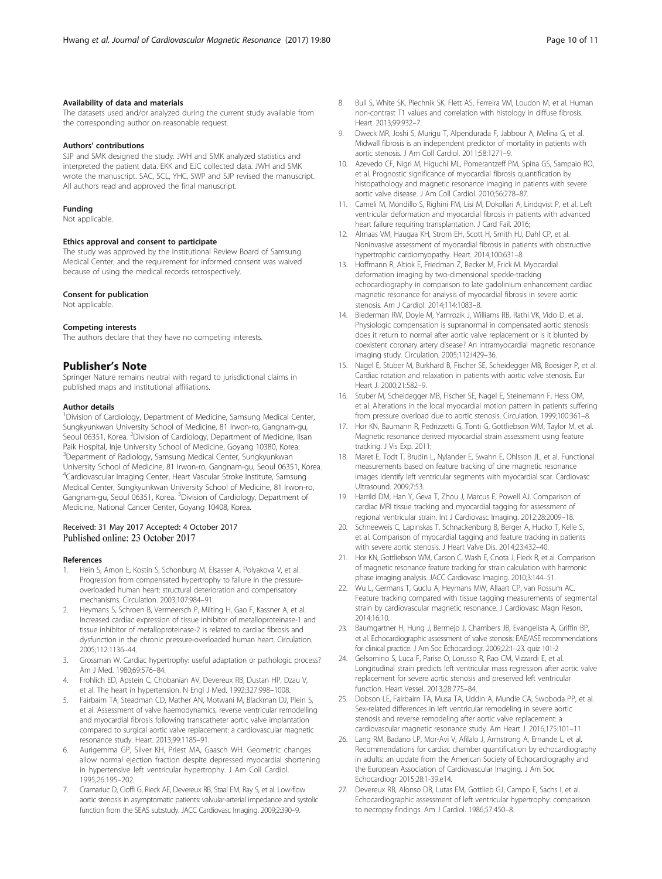#### Availability of data and materials

The datasets used and/or analyzed during the current study available from the corresponding author on reasonable request.

#### Authors' contributions

SJP and SMK designed the study. JWH and SMK analyzed statistics and interpreted the patient data. EKK and EJC collected data. JWH and SMK wrote the manuscript. SAC, SCL, YHC, SWP and SJP revised the manuscript. All authors read and approved the final manuscript.

#### Funding

Not applicable.

#### Ethics approval and consent to participate

The study was approved by the Institutional Review Board of Samsung Medical Center, and the requirement for informed consent was waived because of using the medical records retrospectively.

#### Consent for publication

Not applicable.

#### Competing interests

The authors declare that they have no competing interests.

## Publisher's Note

Springer Nature remains neutral with regard to jurisdictional claims in published maps and institutional affiliations.

#### Author details

[1]Division of Cardiology, Department of Medicine, Samsung Medical Center, Sungkyunkwan University School of Medicine, 81 Irwon-ro, Gangnam-gu, Seoul 06351, Korea. [2]Division of Cardiology, Department of Medicine, Ilsan Paik Hospital, Inje University School of Medicine, Goyang 10380, Korea. [3]Department of Radiology, Samsung Medical Center, Sungkyunkwan University School of Medicine, 81 Irwon-ro, Gangnam-gu, Seoul 06351, Korea. [4]Cardiovascular Imaging Center, Heart Vascular Stroke Institute, Samsung Medical Center, Sungkyunkwan University School of Medicine, 81 Irwon-ro, Gangnam-gu, Seoul 06351, Korea. [5]Division of Cardiology, Department of Medicine, National Cancer Center, Goyang 10408, Korea.

Received: 31 May 2017 Accepted: 4 October 2017
Published online: 23 October 2017

#### References

1. Hein S, Arnon E, Kostin S, Schonburg M, Elsasser A, Polyakova V, et al. Progression from compensated hypertrophy to failure in the pressure-overloaded human heart: structural deterioration and compensatory mechanisms. Circulation. 2003;107:984–91.
2. Heymans S, Schroen B, Vermeersch P, Milting H, Gao F, Kassner A, et al. Increased cardiac expression of tissue inhibitor of metalloproteinase-1 and tissue inhibitor of metalloproteinase-2 is related to cardiac fibrosis and dysfunction in the chronic pressure-overloaded human heart. Circulation. 2005;112:1136–44.
3. Grossman W. Cardiac hypertrophy: useful adaptation or pathologic process? Am J Med. 1980;69:576–84.
4. Frohlich ED, Apstein C, Chobanian AV, Devereux RB, Dustan HP, Dzau V, et al. The heart in hypertension. N Engl J Med. 1992;327:998–1008.
5. Fairbairn TA, Steadman CD, Mather AN, Motwani M, Blackman DJ, Plein S, et al. Assessment of valve haemodynamics, reverse ventricular remodelling and myocardial fibrosis following transcatheter aortic valve implantation compared to surgical aortic valve replacement: a cardiovascular magnetic resonance study. Heart. 2013;99:1185–91.
6. Aurigemma GP, Silver KH, Priest MA, Gaasch WH. Geometric changes allow normal ejection fraction despite depressed myocardial shortening in hypertensive left ventricular hypertrophy. J Am Coll Cardiol. 1995;26:195–202.
7. Cramariuc D, Cioffi G, Rieck AE, Devereux RB, Staal EM, Ray S, et al. Low-flow aortic stenosis in asymptomatic patients: valvular-arterial impedance and systolic function from the SEAS substudy. JACC Cardiovasc Imaging. 2009;2:390–9.
8. Bull S, White SK, Piechnik SK, Flett AS, Ferreira VM, Loudon M, et al. Human non-contrast T1 values and correlation with histology in diffuse fibrosis. Heart. 2013;99:932–7.
9. Dweck MR, Joshi S, Murigu T, Alpendurada F, Jabbour A, Melina G, et al. Midwall fibrosis is an independent predictor of mortality in patients with aortic stenosis. J Am Coll Cardiol. 2011;58:1271–9.
10. Azevedo CF, Nigri M, Higuchi ML, Pomerantzeff PM, Spina GS, Sampaio RO, et al. Prognostic significance of myocardial fibrosis quantification by histopathology and magnetic resonance imaging in patients with severe aortic valve disease. J Am Coll Cardiol. 2010;56:278–87.
11. Cameli M, Mondillo S, Righini FM, Lisi M, Dokollari A, Lindqvist P, et al. Left ventricular deformation and myocardial fibrosis in patients with advanced heart failure requiring transplantation. J Card Fail. 2016;
12. Almaas VM, Haugaa KH, Strom EH, Scott H, Smith HJ, Dahl CP, et al. Noninvasive assessment of myocardial fibrosis in patients with obstructive hypertrophic cardiomyopathy. Heart. 2014;100:631–8.
13. Hoffmann R, Altiok E, Friedman Z, Becker M, Frick M. Myocardial deformation imaging by two-dimensional speckle-tracking echocardiography in comparison to late gadolinium enhancement cardiac magnetic resonance for analysis of myocardial fibrosis in severe aortic stenosis. Am J Cardiol. 2014;114:1083–8.
14. Biederman RW, Doyle M, Yamrozik J, Williams RB, Rathi VK, Vido D, et al. Physiologic compensation is supranormal in compensated aortic stenosis: does it return to normal after aortic valve replacement or is it blunted by coexistent coronary artery disease? An intramyocardial magnetic resonance imaging study. Circulation. 2005;112:I429–36.
15. Nagel E, Stuber M, Burkhard B, Fischer SE, Scheidegger MB, Boesiger P, et al. Cardiac rotation and relaxation in patients with aortic valve stenosis. Eur Heart J. 2000;21:582–9.
16. Stuber M, Scheidegger MB, Fischer SE, Nagel E, Steinemann F, Hess OM, et al. Alterations in the local myocardial motion pattern in patients suffering from pressure overload due to aortic stenosis. Circulation. 1999;100:361–8.
17. Hor KN, Baumann R, Pedrizzetti G, Tonti G, Gottliebson WM, Taylor M, et al. Magnetic resonance derived myocardial strain assessment using feature tracking. J Vis Exp. 2011;
18. Maret E, Todt T, Brudin L, Nylander E, Swahn E, Ohlsson JL, et al. Functional measurements based on feature tracking of cine magnetic resonance images identify left ventricular segments with myocardial scar. Cardiovasc Ultrasound. 2009;7:53.
19. Harrild DM, Han Y, Geva T, Zhou J, Marcus E, Powell AJ. Comparison of cardiac MRI tissue tracking and myocardial tagging for assessment of regional ventricular strain. Int J Cardiovasc Imaging. 2012;28:2009–18.
20. Schneeweis C, Lapinskas T, Schnackenburg B, Berger A, Hucko T, Kelle S, et al. Comparison of myocardial tagging and feature tracking in patients with severe aortic stenosis. J Heart Valve Dis. 2014;23:432–40.
21. Hor KN, Gottliebson WM, Carson C, Wash E, Cnota J, Fleck R, et al. Comparison of magnetic resonance feature tracking for strain calculation with harmonic phase imaging analysis. JACC Cardiovasc Imaging. 2010;3:144–51.
22. Wu L, Germans T, Guclu A, Heymans MW, Allaart CP, van Rossum AC. Feature tracking compared with tissue tagging measurements of segmental strain by cardiovascular magnetic resonance. J Cardiovasc Magn Reson. 2014;16:10.
23. Baumgartner H, Hung J, Bermejo J, Chambers JB, Evangelista A, Griffin BP, et al. Echocardiographic assessment of valve stenosis: EAE/ASE recommendations for clinical practice. J Am Soc Echocardiogr. 2009;22:1–23. quiz 101-2
24. Gelsomino S, Luca F, Parise O, Lorusso R, Rao CM, Vizzardi E, et al. Longitudinal strain predicts left ventricular mass regression after aortic valve replacement for severe aortic stenosis and preserved left ventricular function. Heart Vessel. 2013;28:775–84.
25. Dobson LE, Fairbairn TA, Musa TA, Uddin A, Mundie CA, Swoboda PP, et al. Sex-related differences in left ventricular remodeling in severe aortic stenosis and reverse remodeling after aortic valve replacement: a cardiovascular magnetic resonance study. Am Heart J. 2016;175:101–11.
26. Lang RM, Badano LP, Mor-Avi V, Afilalo J, Armstrong A, Ernande L, et al. Recommendations for cardiac chamber quantification by echocardiography in adults: an update from the American Society of Echocardiography and the European Association of Cardiovascular Imaging. J Am Soc Echocardiogr 2015;28:1-39.e14.
27. Devereux RB, Alonso DR, Lutas EM, Gottlieb GJ, Campo E, Sachs I, et al. Echocardiographic assessment of left ventricular hypertrophy: comparison to necropsy findings. Am J Cardiol. 1986;57:450–8.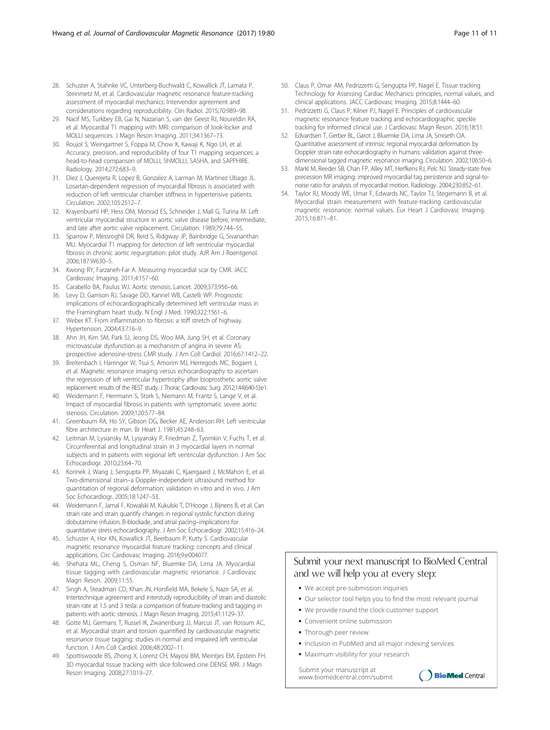28. Schuster A, Stahnke VC, Unterberg-Buchwald C, Kowallick JT, Lamata P, Steinmetz M, et al. Cardiovascular magnetic resonance feature-tracking assessment of myocardial mechanics: Intervendor agreement and considerations regarding reproducibility. Clin Radiol. 2015;70:989–98.
29. Nacif MS, Turkbey EB, Gai N, Nazarian S, van der Geest RJ, Noureldin RA, et al. Myocardial T1 mapping with MRI: comparison of look-locker and MOLLI sequences. J Magn Reson Imaging. 2011;34:1367–73.
30. Roujol S, Weingartner S, Foppa M, Chow K, Kawaji K, Ngo LH, et al. Accuracy, precision, and reproducibility of four T1 mapping sequences: a head-to-head comparison of MOLLI, ShMOLLI, SASHA, and SAPPHIRE. Radiology. 2014;272:683–9.
31. Diez J, Querejeta R, Lopez B, Gonzalez A, Larman M, Martinez Ubago JL. Losartan-dependent regression of myocardial fibrosis is associated with reduction of left ventricular chamber stiffness in hypertensive patients. Circulation. 2002;105:2512–7.
32. Krayenbuehl HP, Hess OM, Monrad ES, Schneider J, Mall G, Turina M. Left ventricular myocardial structure in aortic valve disease before, intermediate, and late after aortic valve replacement. Circulation. 1989;79:744–55.
33. Sparrow P, Messroghli DR, Reid S, Ridgway JP, Bainbridge G, Sivananthan MU. Myocardial T1 mapping for detection of left ventricular myocardial fibrosis in chronic aortic regurgitation: pilot study. AJR Am J Roentgenol. 2006;187:W630–5.
34. Kwong RY, Farzaneh-Far A. Measuring myocardial scar by CMR. JACC Cardiovasc Imaging. 2011;4:157–60.
35. Carabello BA, Paulus WJ. Aortic stenosis. Lancet. 2009;373:956–66.
36. Levy D, Garrison RJ, Savage DD, Kannel WB, Castelli WP. Prognostic implications of echocardiographically determined left ventricular mass in the Framingham heart study. N Engl J Med. 1990;322:1561–6.
37. Weber KT. From inflammation to fibrosis: a stiff stretch of highway. Hypertension. 2004;43:716–9.
38. Ahn JH, Kim SM, Park SJ, Jeong DS, Woo MA, Jung SH, et al. Coronary microvascular dysfunction as a mechanism of angina in severe AS: prospective adenosine-stress CMR study. J Am Coll Cardiol. 2016;67:1412–22.
39. Breitenbach I, Harringer W, Tsui S, Amorim MJ, Herregods MC, Bogaert J, et al. Magnetic resonance imaging versus echocardiography to ascertain the regression of left ventricular hypertrophy after bioprosthetic aortic valve replacement: results of the REST study. J Thorac Cardiovasc Surg. 2012;144(640-5):e1.
40. Weidemann F, Herrmann S, Stork S, Niemann M, Frantz S, Lange V, et al. Impact of myocardial fibrosis in patients with symptomatic severe aortic stenosis. Circulation. 2009;120:577–84.
41. Greenbaum RA, Ho SY, Gibson DG, Becker AE, Anderson RH. Left ventricular fibre architecture in man. Br Heart J. 1981;45:248–63.
42. Leitman M, Lysiansky M, Lysyansky P, Friedman Z, Tyomkin V, Fuchs T, et al. Circumferential and longitudinal strain in 3 myocardial layers in normal subjects and in patients with regional left ventricular dysfunction. J Am Soc Echocardiogr. 2010;23:64–70.
43. Korinek J, Wang J, Sengupta PP, Miyazaki C, Kjaergaard J, McMahon E, et al. Two-dimensional strain–a Doppler-independent ultrasound method for quantitation of regional deformation: validation in vitro and in vivo. J Am Soc Echocardiogr. 2005;18:1247–53.
44. Weidemann F, Jamal F, Kowalski M, Kukulski T, D'Hooge J, Bijnens B, et al. Can strain rate and strain quantify changes in regional systolic function during dobutamine infusion, B-blockade, and atrial pacing–implications for quantitative stress echocardiography. J Am Soc Echocardiogr. 2002;15:416–24.
45. Schuster A, Hor KN, Kowallick JT, Beerbaum P, Kutty S. Cardiovascular magnetic resonance myocardial feature tracking: concepts and clinical applications. Circ Cardiovasc Imaging. 2016;9:e004077.
46. Shehata ML, Cheng S, Osman NF, Bluemke DA, Lima JA. Myocardial tissue tagging with cardiovascular magnetic resonance. J Cardiovasc Magn Reson. 2009;11:55.
47. Singh A, Steadman CD, Khan JN, Horsfield MA, Bekele S, Nazir SA, et al. Intertechnique agreement and interstudy reproducibility of strain and diastolic strain rate at 1.5 and 3 tesla: a comparison of feature-tracking and tagging in patients with aortic stenosis. J Magn Reson Imaging. 2015;41:1129–37.
48. Gotte MJ, Germans T, Russel IK, Zwanenburg JJ, Marcus JT, van Rossum AC, et al. Myocardial strain and torsion quantified by cardiovascular magnetic resonance tissue tagging: studies in normal and impaired left ventricular function. J Am Coll Cardiol. 2006;48:2002–11.
49. Spottiswoode BS, Zhong X, Lorenz CH, Mayosi BM, Meintjes EM, Epstein FH. 3D myocardial tissue tracking with slice followed cine DENSE MRI. J Magn Reson Imaging. 2008;27:1019–27.
50. Claus P, Omar AM, Pedrizzetti G, Sengupta PP, Nagel E. Tissue tracking Technology for Assessing Cardiac Mechanics: principles, normal values, and clinical applications. JACC Cardiovasc Imaging. 2015;8:1444–60.
51. Pedrizzetti G, Claus P, Kilner PJ, Nagel E. Principles of cardiovascular magnetic resonance feature tracking and echocardiographic speckle tracking for informed clinical use. J Cardiovasc Magn Reson. 2016;18:51.
52. Edvardsen T, Gerber BL, Garot J, Bluemke DA, Lima JA, Smiseth OA. Quantitative assessment of intrinsic regional myocardial deformation by Doppler strain rate echocardiography in humans: validation against three-dimensional tagged magnetic resonance imaging. Circulation. 2002;106:50–6.
53. Markl M, Reeder SB, Chan FP, Alley MT, Herfkens RJ, Pelc NJ. Steady-state free precession MR imaging: improved myocardial tag persistence and signal-to-noise ratio for analysis of myocardial motion. Radiology. 2004;230:852–61.
54. Taylor RJ, Moody WE, Umar F, Edwards NC, Taylor TJ, Stegemann B, et al. Myocardial strain measurement with feature-tracking cardiovascular magnetic resonance: normal values. Eur Heart J Cardiovasc Imaging. 2015;16:871–81.

Submit your next manuscript to BioMed Central and we will help you at every step:

- We accept pre-submission inquiries
- Our selector tool helps you to find the most relevant journal
- We provide round the clock customer support
- Convenient online submission
- Thorough peer review
- Inclusion in PubMed and all major indexing services
- Maximum visibility for your research

Submit your manuscript at
www.biomedcentral.com/submit

BioMed Central